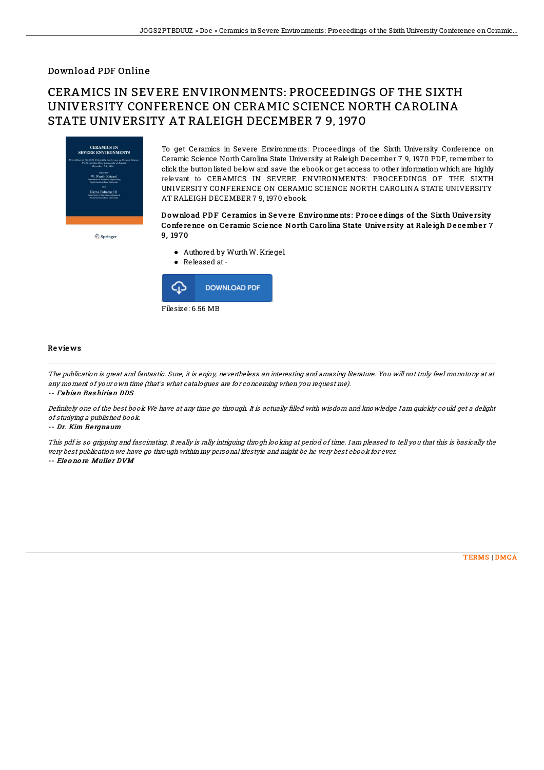## Download PDF Online

# CERAMICS IN SEVERE ENVIRONMENTS: PROCEEDINGS OF THE SIXTH UNIVERSITY CONFERENCE ON CERAMIC SCIENCE NORTH CAROLINA STATE UNIVERSITY AT RALEIGH DECEMBER 7 9, 1970

To get Ceramics in Severe Environments: Proceedings of the Sixth University Conference on Ceramic Science North Carolina State University at Raleigh December 7 9, 1970 PDF, remember to click the button listed below and save the ebook or get access to other information which are highly relevant to CERAMICS IN SEVERE ENVIRONMENTS: PROCEEDINGS OF THE SIXTH UNIVERSITY CONFERENCE ON CERAMIC SCIENCE NORTH CAROLINA STATE UNIVERSITY AT RALEIGH DECEMBER 7 9, 1970 ebook.

### Download PDF Ceramics in Severe Environments: Proceedings of the Sixth University Conference on Ceramic Science North Carolina State University at Raleigh December 7 9, 1970

- Authored by Wurth W. Kriegel
- Released at -

DOWNLOAD PDF

Filesize: 6.56 MB

## Reviews

*The publication is great and fantastic. Sure, it is enjoy, nevertheless an interesting and amazing literature. You will not truly feel monotony at at any moment of your own time (that's what catalogues are for concerning when you request me).*

*-- Fabian Bashirian DDS*

*Definitely one of the best book We have at any time go through. It is actually filled with wisdom and knowledge I am quickly could get a delight of studying a published book.*

*-- Dr. Kim Bergnaum*

*This pdf is so gripping and fascinating. It really is rally intriguing throgh looking at period of time. I am pleased to tell you that this is basically the very best publication we have go through within my personal lifestyle and might be he very best ebook for ever.*

*-- Eleonore Muller DVM*

TERMS | DMCA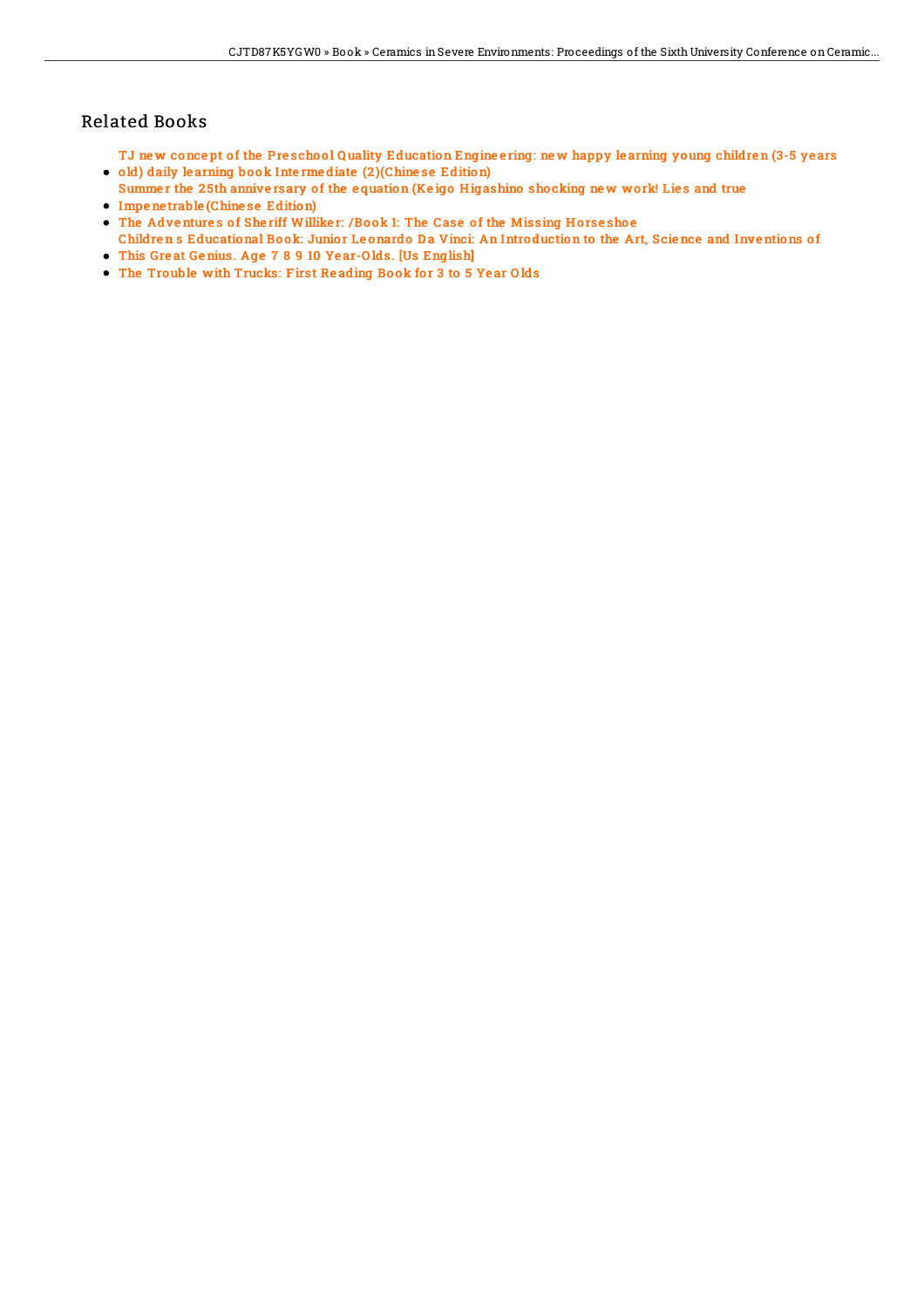## Related Books

- TJ new concept of the Preschool Quality Education Engineering: new happy learning young children (3-5 years old) daily learning book Intermediate (2)(Chinese Edition)
- Summer the 25th anniversary of the equation (Keigo Higashino shocking new work! Lies and true Impenetrable(Chinese Edition)
- The Adventures of Sheriff Williker: /Book 1: The Case of the Missing Horseshoe
- Children s Educational Book: Junior Leonardo Da Vinci: An Introduction to the Art, Science and Inventions of This Great Genius. Age 7 8 9 10 Year-Olds. [Us English]
- The Trouble with Trucks: First Reading Book for 3 to 5 Year Olds